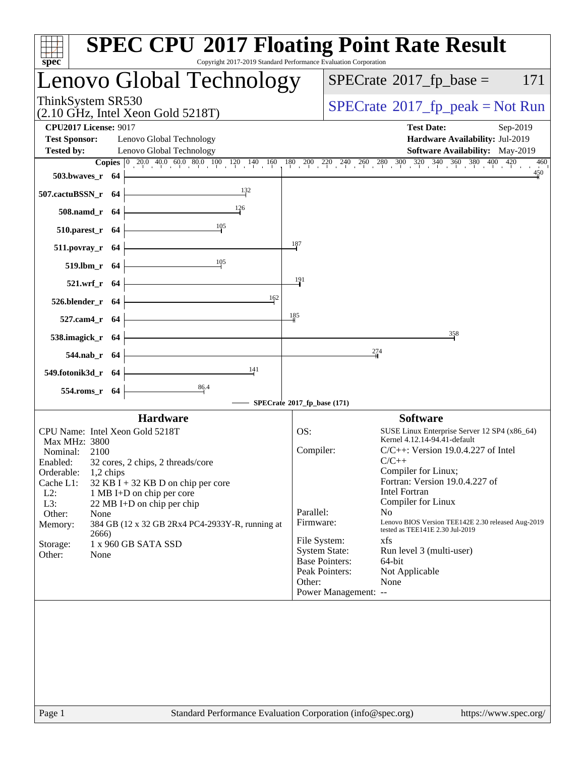# SPEC CPU 2017 Floating Point Rate Result

Copyright 2017-2019 Standard Performance Evaluation Corporation

## Lenovo Global Technology

ThinkSystem SR530
(2.10 GHz, Intel Xeon Gold 5218T)

SPECrate 2017_fp_base = 171

SPECrate 2017_fp_peak = Not Run

**CPU2017 License:** 9017
**Test Sponsor:** Lenovo Global Technology
**Tested by:** Lenovo Global Technology

**Test Date:** Sep-2019
**Hardware Availability:** Jul-2019
**Software Availability:** May-2019

| Benchmark | Copies | SPECrate 2017_fp_base |
|---|---|---|
| 503.bwaves_r | 64 | 450 |
| 507.cactuBSSN_r | 64 | 132 |
| 508.namd_r | 64 | 126 |
| 510.parest_r | 64 | 105 |
| 511.povray_r | 64 | 187 |
| 519.lbm_r | 64 | 105 |
| 521.wrf_r | 64 | 191 |
| 526.blender_r | 64 | 162 |
| 527.cam4_r | 64 | 185 |
| 538.imagick_r | 64 | 358 |
| 544.nab_r | 64 | 274 |
| 549.fotonik3d_r | 64 | 141 |
| 554.roms_r | 64 | 86.4 |

SPECrate 2017_fp_base (171)

### Hardware

| | |
|---|---|
| CPU Name: | Intel Xeon Gold 5218T |
| Max MHz: | 3800 |
| Nominal: | 2100 |
| Enabled: | 32 cores, 2 chips, 2 threads/core |
| Orderable: | 1,2 chips |
| Cache L1: | 32 KB I + 32 KB D on chip per core |
| L2: | 1 MB I+D on chip per core |
| L3: | 22 MB I+D on chip per chip |
| Other: | None |
| Memory: | 384 GB (12 x 32 GB 2Rx4 PC4-2933Y-R, running at 2666) |
| Storage: | 1 x 960 GB SATA SSD |
| Other: | None |

### Software

| | |
|---|---|
| OS: | SUSE Linux Enterprise Server 12 SP4 (x86_64) Kernel 4.12.14-94.41-default |
| Compiler: | C/C++: Version 19.0.4.227 of Intel C/C++ Compiler for Linux; Fortran: Version 19.0.4.227 of Intel Fortran Compiler for Linux |
| Parallel: | No |
| Firmware: | Lenovo BIOS Version TEE142E 2.30 released Aug-2019 tested as TEE141E 2.30 Jul-2019 |
| File System: | xfs |
| System State: | Run level 3 (multi-user) |
| Base Pointers: | 64-bit |
| Peak Pointers: | Not Applicable |
| Other: | None |
| Power Management: | -- |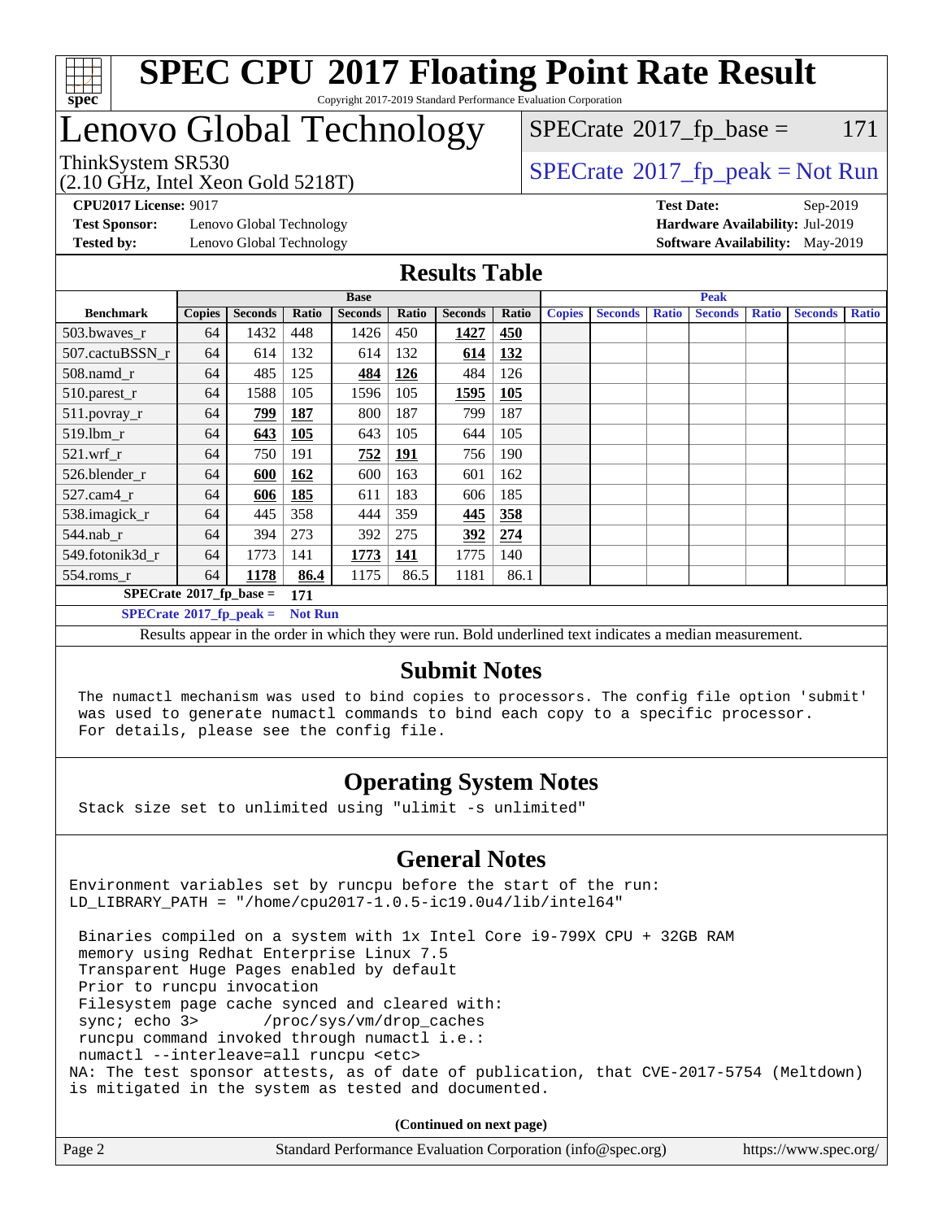# SPEC CPU 2017 Floating Point Rate Result

Copyright 2017-2019 Standard Performance Evaluation Corporation

# Lenovo Global Technology

ThinkSystem SR530
(2.10 GHz, Intel Xeon Gold 5218T)

SPECrate 2017_fp_base = 171

SPECrate 2017_fp_peak = Not Run

**CPU2017 License:** 9017
**Test Sponsor:** Lenovo Global Technology
**Tested by:** Lenovo Global Technology

**Test Date:** Sep-2019
**Hardware Availability:** Jul-2019
**Software Availability:** May-2019

## Results Table

| Benchmark | Base | | | | | | | Peak | | | | | | |
|---|---|---|---|---|---|---|---|---|---|---|---|---|---|---|
| | Copies | Seconds | Ratio | Seconds | Ratio | Seconds | Ratio | Copies | Seconds | Ratio | Seconds | Ratio | Seconds | Ratio |
| 503.bwaves_r | 64 | 1432 | 448 | 1426 | 450 | **1427** | **450** | | | | | | | |
| 507.cactuBSSN_r | 64 | 614 | 132 | 614 | 132 | **614** | **132** | | | | | | | |
| 508.namd_r | 64 | 485 | 125 | **484** | **126** | 484 | 126 | | | | | | | |
| 510.parest_r | 64 | 1588 | 105 | 1596 | 105 | **1595** | **105** | | | | | | | |
| 511.povray_r | 64 | **799** | **187** | 800 | 187 | 799 | 187 | | | | | | | |
| 519.lbm_r | 64 | **643** | **105** | 643 | 105 | 644 | 105 | | | | | | | |
| 521.wrf_r | 64 | 750 | 191 | **752** | **191** | 756 | 190 | | | | | | | |
| 526.blender_r | 64 | **600** | **162** | 600 | 163 | 601 | 162 | | | | | | | |
| 527.cam4_r | 64 | **606** | **185** | 611 | 183 | 606 | 185 | | | | | | | |
| 538.imagick_r | 64 | 445 | 358 | 444 | 359 | **445** | **358** | | | | | | | |
| 544.nab_r | 64 | 394 | 273 | 392 | 275 | **392** | **274** | | | | | | | |
| 549.fotonik3d_r | 64 | 1773 | 141 | **1773** | **141** | 1775 | 140 | | | | | | | |
| 554.roms_r | 64 | **1178** | **86.4** | 1175 | 86.5 | 1181 | 86.1 | | | | | | | |

**SPECrate 2017_fp_base = 171**

**SPECrate 2017_fp_peak = Not Run**

Results appear in the order in which they were run. Bold underlined text indicates a median measurement.

## Submit Notes

```
The numactl mechanism was used to bind copies to processors. The config file option 'submit'
was used to generate numactl commands to bind each copy to a specific processor.
For details, please see the config file.
```

## Operating System Notes

```
Stack size set to unlimited using "ulimit -s unlimited"
```

## General Notes

```
Environment variables set by runcpu before the start of the run:
LD_LIBRARY_PATH = "/home/cpu2017-1.0.5-ic19.0u4/lib/intel64"

 Binaries compiled on a system with 1x Intel Core i9-799X CPU + 32GB RAM
 memory using Redhat Enterprise Linux 7.5
 Transparent Huge Pages enabled by default
 Prior to runcpu invocation
 Filesystem page cache synced and cleared with:
 sync; echo 3>       /proc/sys/vm/drop_caches
 runcpu command invoked through numactl i.e.:
 numactl --interleave=all runcpu <etc>
NA: The test sponsor attests, as of date of publication, that CVE-2017-5754 (Meltdown)
is mitigated in the system as tested and documented.
```

**(Continued on next page)**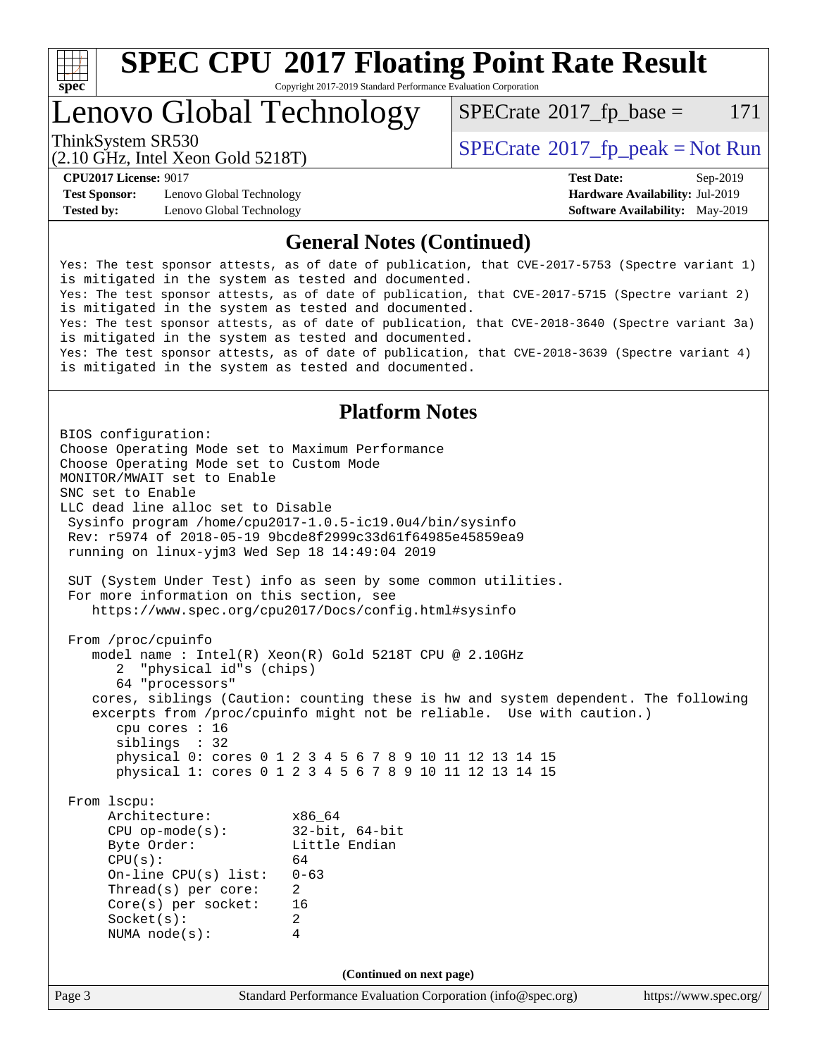# SPEC CPU 2017 Floating Point Rate Result

Copyright 2017-2019 Standard Performance Evaluation Corporation

## Lenovo Global Technology

ThinkSystem SR530
(2.10 GHz, Intel Xeon Gold 5218T)

SPECrate 2017_fp_base = 171

SPECrate 2017_fp_peak = Not Run

**CPU2017 License:** 9017
**Test Sponsor:** Lenovo Global Technology
**Tested by:** Lenovo Global Technology

**Test Date:** Sep-2019
**Hardware Availability:** Jul-2019
**Software Availability:** May-2019

### General Notes (Continued)

```
Yes: The test sponsor attests, as of date of publication, that CVE-2017-5753 (Spectre variant 1)
is mitigated in the system as tested and documented.
Yes: The test sponsor attests, as of date of publication, that CVE-2017-5715 (Spectre variant 2)
is mitigated in the system as tested and documented.
Yes: The test sponsor attests, as of date of publication, that CVE-2018-3640 (Spectre variant 3a)
is mitigated in the system as tested and documented.
Yes: The test sponsor attests, as of date of publication, that CVE-2018-3639 (Spectre variant 4)
is mitigated in the system as tested and documented.
```

### Platform Notes

```
BIOS configuration:
Choose Operating Mode set to Maximum Performance
Choose Operating Mode set to Custom Mode
MONITOR/MWAIT set to Enable
SNC set to Enable
LLC dead line alloc set to Disable
 Sysinfo program /home/cpu2017-1.0.5-ic19.0u4/bin/sysinfo
 Rev: r5974 of 2018-05-19 9bcde8f2999c33d61f64985e45859ea9
 running on linux-yjm3 Wed Sep 18 14:49:04 2019

 SUT (System Under Test) info as seen by some common utilities.
 For more information on this section, see
    https://www.spec.org/cpu2017/Docs/config.html#sysinfo

 From /proc/cpuinfo
    model name : Intel(R) Xeon(R) Gold 5218T CPU @ 2.10GHz
       2  "physical id"s (chips)
       64 "processors"
    cores, siblings (Caution: counting these is hw and system dependent. The following
    excerpts from /proc/cpuinfo might not be reliable.  Use with caution.)
       cpu cores : 16
       siblings  : 32
       physical 0: cores 0 1 2 3 4 5 6 7 8 9 10 11 12 13 14 15
       physical 1: cores 0 1 2 3 4 5 6 7 8 9 10 11 12 13 14 15

 From lscpu:
      Architecture:          x86_64
      CPU op-mode(s):        32-bit, 64-bit
      Byte Order:            Little Endian
      CPU(s):                64
      On-line CPU(s) list:   0-63
      Thread(s) per core:    2
      Core(s) per socket:    16
      Socket(s):             2
      NUMA node(s):          4
```

(Continued on next page)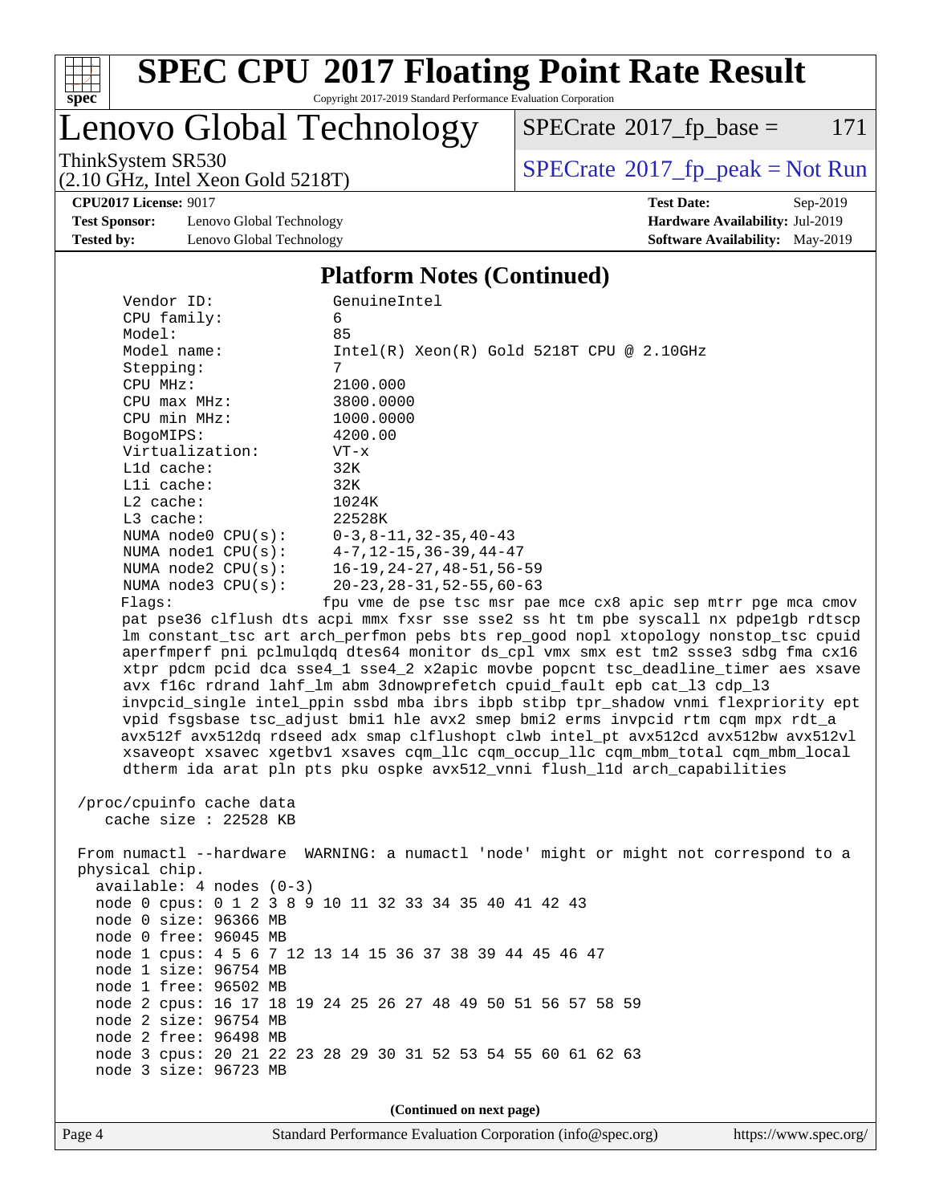## Platform Notes (Continued)

```
Vendor ID:             GenuineIntel
CPU family:            6
Model:                 85
Model name:            Intel(R) Xeon(R) Gold 5218T CPU @ 2.10GHz
Stepping:              7
CPU MHz:               2100.000
CPU max MHz:           3800.0000
CPU min MHz:           1000.0000
BogoMIPS:              4200.00
Virtualization:        VT-x
L1d cache:             32K
L1i cache:             32K
L2 cache:              1024K
L3 cache:              22528K
NUMA node0 CPU(s):     0-3,8-11,32-35,40-43
NUMA node1 CPU(s):     4-7,12-15,36-39,44-47
NUMA node2 CPU(s):     16-19,24-27,48-51,56-59
NUMA node3 CPU(s):     20-23,28-31,52-55,60-63
Flags:                 fpu vme de pse tsc msr pae mce cx8 apic sep mtrr pge mca cmov
pat pse36 clflush dts acpi mmx fxsr sse sse2 ss ht tm pbe syscall nx pdpe1gb rdtscp
lm constant_tsc art arch_perfmon pebs bts rep_good nopl xtopology nonstop_tsc cpuid
aperfmperf pni pclmulqdq dtes64 monitor ds_cpl vmx smx est tm2 ssse3 sdbg fma cx16
xtpr pdcm pcid dca sse4_1 sse4_2 x2apic movbe popcnt tsc_deadline_timer aes xsave
avx f16c rdrand lahf_lm abm 3dnowprefetch cpuid_fault epb cat_l3 cdp_l3
invpcid_single intel_ppin ssbd mba ibrs ibpb stibp tpr_shadow vnmi flexpriority ept
vpid fsgsbase tsc_adjust bmi1 hle avx2 smep bmi2 erms invpcid rtm cqm mpx rdt_a
avx512f avx512dq rdseed adx smap clflushopt clwb intel_pt avx512cd avx512bw avx512vl
xsaveopt xsavec xgetbv1 xsaves cqm_llc cqm_occup_llc cqm_mbm_total cqm_mbm_local
dtherm ida arat pln pts pku ospke avx512_vnni flush_l1d arch_capabilities

/proc/cpuinfo cache data
   cache size : 22528 KB

From numactl --hardware  WARNING: a numactl 'node' might or might not correspond to a
physical chip.
  available: 4 nodes (0-3)
  node 0 cpus: 0 1 2 3 8 9 10 11 32 33 34 35 40 41 42 43
  node 0 size: 96366 MB
  node 0 free: 96045 MB
  node 1 cpus: 4 5 6 7 12 13 14 15 36 37 38 39 44 45 46 47
  node 1 size: 96754 MB
  node 1 free: 96502 MB
  node 2 cpus: 16 17 18 19 24 25 26 27 48 49 50 51 56 57 58 59
  node 2 size: 96754 MB
  node 2 free: 96498 MB
  node 3 cpus: 20 21 22 23 28 29 30 31 52 53 54 55 60 61 62 63
  node 3 size: 96723 MB
```

(Continued on next page)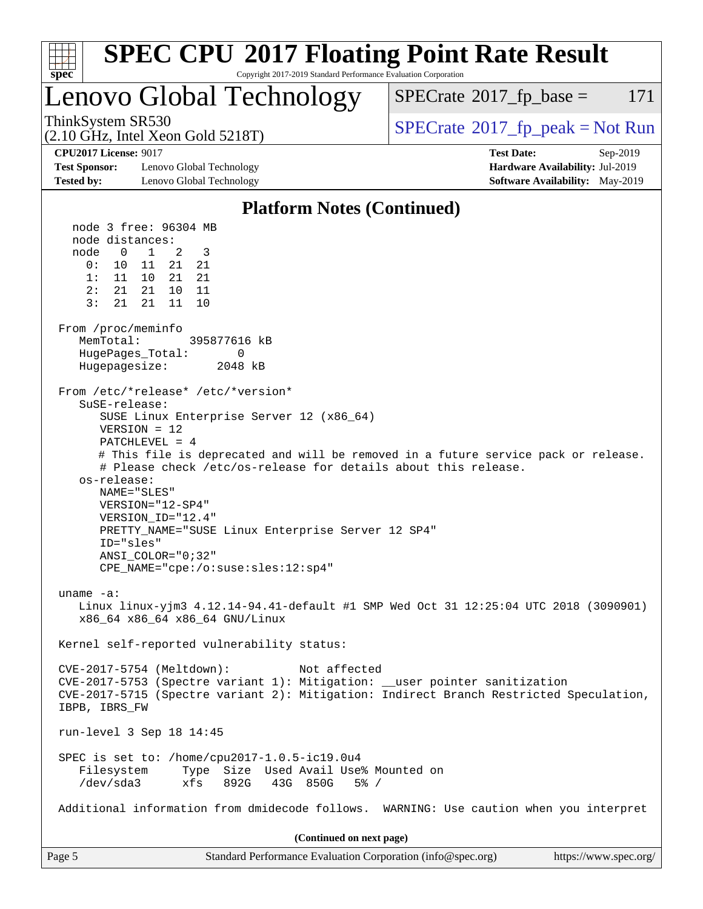## Platform Notes (Continued)

```
   node 3 free: 96304 MB
   node distances:
   node   0   1   2   3
     0:  10  11  21  21
     1:  11  10  21  21
     2:  21  21  10  11
     3:  21  21  11  10

 From /proc/meminfo
    MemTotal:       395877616 kB
    HugePages_Total:       0
    Hugepagesize:       2048 kB

 From /etc/*release* /etc/*version*
    SuSE-release:
       SUSE Linux Enterprise Server 12 (x86_64)
       VERSION = 12
       PATCHLEVEL = 4
       # This file is deprecated and will be removed in a future service pack or release.
       # Please check /etc/os-release for details about this release.
    os-release:
       NAME="SLES"
       VERSION="12-SP4"
       VERSION_ID="12.4"
       PRETTY_NAME="SUSE Linux Enterprise Server 12 SP4"
       ID="sles"
       ANSI_COLOR="0;32"
       CPE_NAME="cpe:/o:suse:sles:12:sp4"

 uname -a:
    Linux linux-yjm3 4.12.14-94.41-default #1 SMP Wed Oct 31 12:25:04 UTC 2018 (3090901)
    x86_64 x86_64 x86_64 GNU/Linux

 Kernel self-reported vulnerability status:

 CVE-2017-5754 (Meltdown):          Not affected
 CVE-2017-5753 (Spectre variant 1): Mitigation: __user pointer sanitization
 CVE-2017-5715 (Spectre variant 2): Mitigation: Indirect Branch Restricted Speculation,
 IBPB, IBRS_FW

 run-level 3 Sep 18 14:45

 SPEC is set to: /home/cpu2017-1.0.5-ic19.0u4
    Filesystem     Type  Size  Used Avail Use% Mounted on
    /dev/sda3      xfs   892G   43G  850G   5% /

 Additional information from dmidecode follows.  WARNING: Use caution when you interpret
```

(Continued on next page)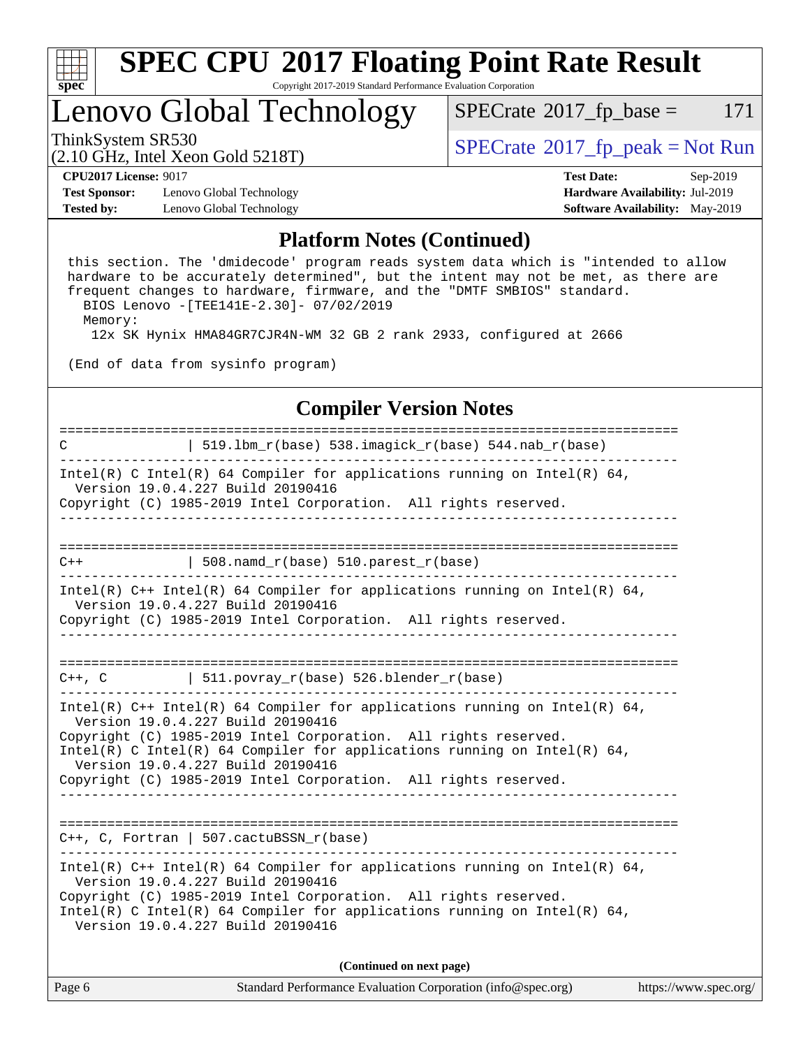## Platform Notes (Continued)

```
this section. The 'dmidecode' program reads system data which is "intended to allow
hardware to be accurately determined", but the intent may not be met, as there are
frequent changes to hardware, firmware, and the "DMTF SMBIOS" standard.
  BIOS Lenovo -[TEE141E-2.30]- 07/02/2019
  Memory:
   12x SK Hynix HMA84GR7CJR4N-WM 32 GB 2 rank 2933, configured at 2666

(End of data from sysinfo program)
```

## Compiler Version Notes

```
==============================================================================
C              | 519.lbm_r(base) 538.imagick_r(base) 544.nab_r(base)
------------------------------------------------------------------------------
Intel(R) C Intel(R) 64 Compiler for applications running on Intel(R) 64,
  Version 19.0.4.227 Build 20190416
Copyright (C) 1985-2019 Intel Corporation.  All rights reserved.
------------------------------------------------------------------------------

==============================================================================
C++            | 508.namd_r(base) 510.parest_r(base)
------------------------------------------------------------------------------
Intel(R) C++ Intel(R) 64 Compiler for applications running on Intel(R) 64,
  Version 19.0.4.227 Build 20190416
Copyright (C) 1985-2019 Intel Corporation.  All rights reserved.
------------------------------------------------------------------------------

==============================================================================
C++, C         | 511.povray_r(base) 526.blender_r(base)
------------------------------------------------------------------------------
Intel(R) C++ Intel(R) 64 Compiler for applications running on Intel(R) 64,
  Version 19.0.4.227 Build 20190416
Copyright (C) 1985-2019 Intel Corporation.  All rights reserved.
Intel(R) C Intel(R) 64 Compiler for applications running on Intel(R) 64,
  Version 19.0.4.227 Build 20190416
Copyright (C) 1985-2019 Intel Corporation.  All rights reserved.
------------------------------------------------------------------------------

==============================================================================
C++, C, Fortran | 507.cactuBSSN_r(base)
------------------------------------------------------------------------------
Intel(R) C++ Intel(R) 64 Compiler for applications running on Intel(R) 64,
  Version 19.0.4.227 Build 20190416
Copyright (C) 1985-2019 Intel Corporation.  All rights reserved.
Intel(R) C Intel(R) 64 Compiler for applications running on Intel(R) 64,
  Version 19.0.4.227 Build 20190416
```

**(Continued on next page)**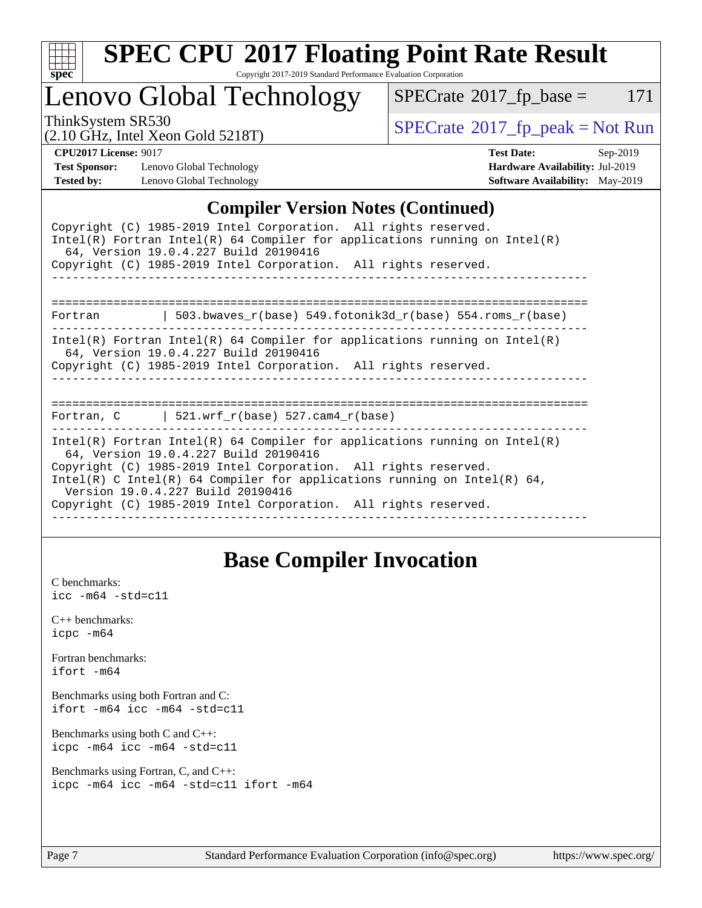## Compiler Version Notes (Continued)

```
Copyright (C) 1985-2019 Intel Corporation.  All rights reserved.
Intel(R) Fortran Intel(R) 64 Compiler for applications running on Intel(R)
  64, Version 19.0.4.227 Build 20190416
Copyright (C) 1985-2019 Intel Corporation.  All rights reserved.
------------------------------------------------------------------------------

==============================================================================
Fortran         | 503.bwaves_r(base) 549.fotonik3d_r(base) 554.roms_r(base)
------------------------------------------------------------------------------
Intel(R) Fortran Intel(R) 64 Compiler for applications running on Intel(R)
  64, Version 19.0.4.227 Build 20190416
Copyright (C) 1985-2019 Intel Corporation.  All rights reserved.
------------------------------------------------------------------------------

==============================================================================
Fortran, C      | 521.wrf_r(base) 527.cam4_r(base)
------------------------------------------------------------------------------
Intel(R) Fortran Intel(R) 64 Compiler for applications running on Intel(R)
  64, Version 19.0.4.227 Build 20190416
Copyright (C) 1985-2019 Intel Corporation.  All rights reserved.
Intel(R) C Intel(R) 64 Compiler for applications running on Intel(R) 64,
  Version 19.0.4.227 Build 20190416
Copyright (C) 1985-2019 Intel Corporation.  All rights reserved.
------------------------------------------------------------------------------
```

## Base Compiler Invocation

C benchmarks:
`icc -m64 -std=c11`

C++ benchmarks:
`icpc -m64`

Fortran benchmarks:
`ifort -m64`

Benchmarks using both Fortran and C:
`ifort -m64 icc -m64 -std=c11`

Benchmarks using both C and C++:
`icpc -m64 icc -m64 -std=c11`

Benchmarks using Fortran, C, and C++:
`icpc -m64 icc -m64 -std=c11 ifort -m64`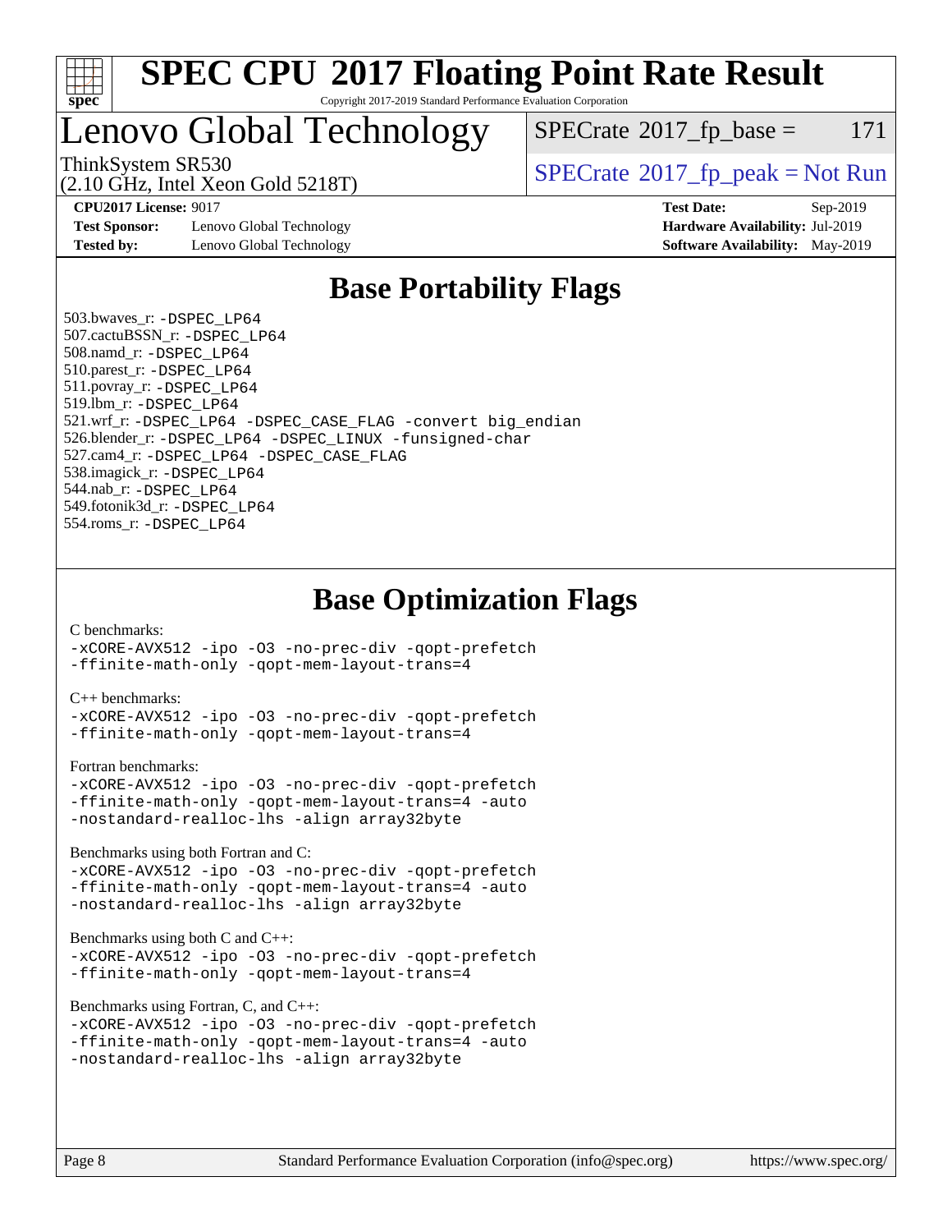# SPEC CPU 2017 Floating Point Rate Result

Copyright 2017-2019 Standard Performance Evaluation Corporation

## Lenovo Global Technology

ThinkSystem SR530
(2.10 GHz, Intel Xeon Gold 5218T)

SPECrate 2017_fp_base = 171

SPECrate 2017_fp_peak = Not Run

**CPU2017 License:** 9017
**Test Sponsor:** Lenovo Global Technology
**Tested by:** Lenovo Global Technology

**Test Date:** Sep-2019
**Hardware Availability:** Jul-2019
**Software Availability:** May-2019

## Base Portability Flags

503.bwaves_r: -DSPEC_LP64
507.cactuBSSN_r: -DSPEC_LP64
508.namd_r: -DSPEC_LP64
510.parest_r: -DSPEC_LP64
511.povray_r: -DSPEC_LP64
519.lbm_r: -DSPEC_LP64
521.wrf_r: -DSPEC_LP64 -DSPEC_CASE_FLAG -convert big_endian
526.blender_r: -DSPEC_LP64 -DSPEC_LINUX -funsigned-char
527.cam4_r: -DSPEC_LP64 -DSPEC_CASE_FLAG
538.imagick_r: -DSPEC_LP64
544.nab_r: -DSPEC_LP64
549.fotonik3d_r: -DSPEC_LP64
554.roms_r: -DSPEC_LP64

## Base Optimization Flags

C benchmarks:
-xCORE-AVX512 -ipo -O3 -no-prec-div -qopt-prefetch
-ffinite-math-only -qopt-mem-layout-trans=4

C++ benchmarks:
-xCORE-AVX512 -ipo -O3 -no-prec-div -qopt-prefetch
-ffinite-math-only -qopt-mem-layout-trans=4

Fortran benchmarks:
-xCORE-AVX512 -ipo -O3 -no-prec-div -qopt-prefetch
-ffinite-math-only -qopt-mem-layout-trans=4 -auto
-nostandard-realloc-lhs -align array32byte

Benchmarks using both Fortran and C:
-xCORE-AVX512 -ipo -O3 -no-prec-div -qopt-prefetch
-ffinite-math-only -qopt-mem-layout-trans=4 -auto
-nostandard-realloc-lhs -align array32byte

Benchmarks using both C and C++:
-xCORE-AVX512 -ipo -O3 -no-prec-div -qopt-prefetch
-ffinite-math-only -qopt-mem-layout-trans=4

Benchmarks using Fortran, C, and C++:
-xCORE-AVX512 -ipo -O3 -no-prec-div -qopt-prefetch
-ffinite-math-only -qopt-mem-layout-trans=4 -auto
-nostandard-realloc-lhs -align array32byte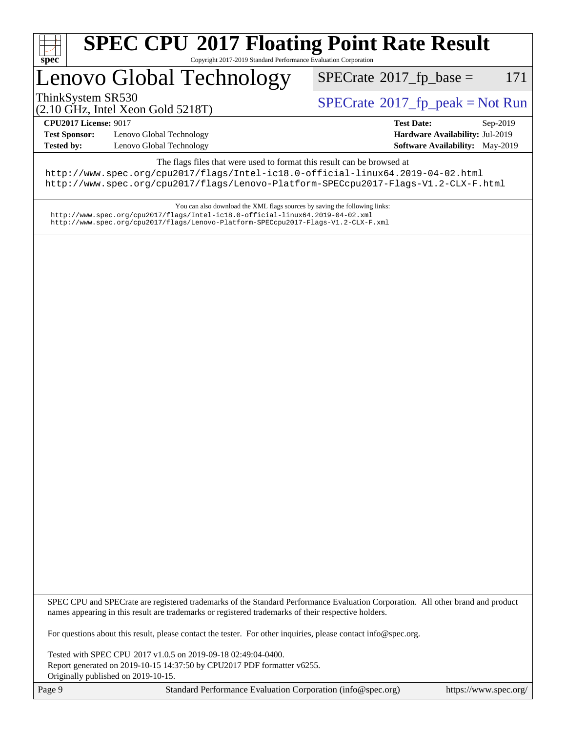The flags files that were used to format this result can be browsed at
http://www.spec.org/cpu2017/flags/Intel-ic18.0-official-linux64.2019-04-02.html
http://www.spec.org/cpu2017/flags/Lenovo-Platform-SPECcpu2017-Flags-V1.2-CLX-F.html

You can also download the XML flags sources by saving the following links:
http://www.spec.org/cpu2017/flags/Intel-ic18.0-official-linux64.2019-04-02.xml
http://www.spec.org/cpu2017/flags/Lenovo-Platform-SPECcpu2017-Flags-V1.2-CLX-F.xml

SPEC CPU and SPECrate are registered trademarks of the Standard Performance Evaluation Corporation. All other brand and product names appearing in this result are trademarks or registered trademarks of their respective holders.

For questions about this result, please contact the tester. For other inquiries, please contact info@spec.org.

Tested with SPEC CPU 2017 v1.0.5 on 2019-09-18 02:49:04-0400.
Report generated on 2019-10-15 14:37:50 by CPU2017 PDF formatter v6255.
Originally published on 2019-10-15.